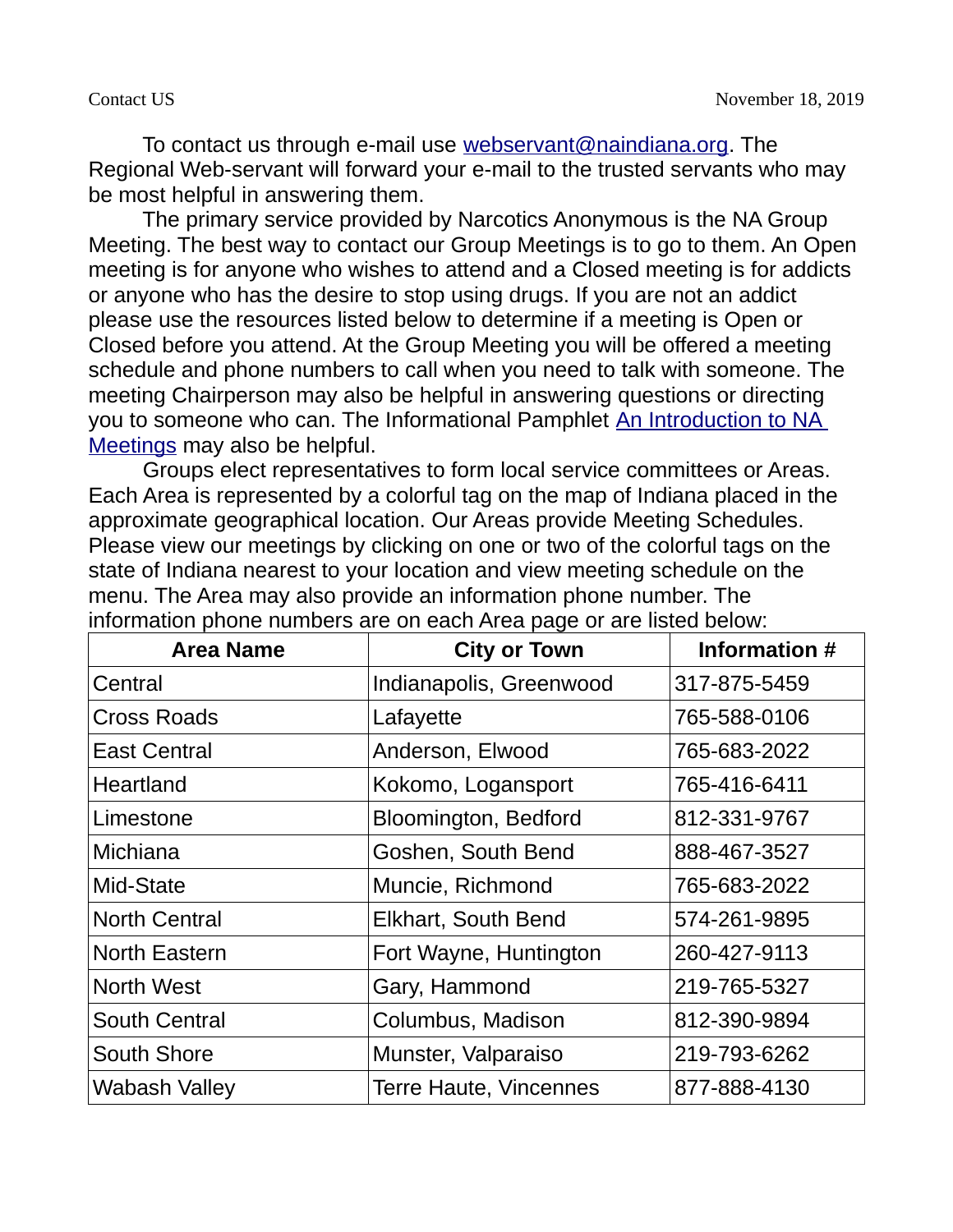Contact US November 18, 2019

To contact us through e-mail use webservant@naindiana.org. The Regional Web-servant will forward your e-mail to the trusted servants who may be most helpful in answering them.

The primary service provided by Narcotics Anonymous is the NA Group Meeting. The best way to contact our Group Meetings is to go to them. An Open meeting is for anyone who wishes to attend and a Closed meeting is for addicts or anyone who has the desire to stop using drugs. If you are not an addict please use the resources listed below to determine if a meeting is Open or Closed before you attend. At the Group Meeting you will be offered a meeting schedule and phone numbers to call when you need to talk with someone. The meeting Chairperson may also be helpful in answering questions or directing you to someone who can. The Informational Pamphlet An Introduction to NA Meetings may also be helpful.

Groups elect representatives to form local service committees or Areas. Each Area is represented by a colorful tag on the map of Indiana placed in the approximate geographical location. Our Areas provide Meeting Schedules. Please view our meetings by clicking on one or two of the colorful tags on the state of Indiana nearest to your location and view meeting schedule on the menu. The Area may also provide an information phone number. The information phone numbers are on each Area page or are listed below:

| Area Name | City or Town | Information # |
|---|---|---|
| Central | Indianapolis, Greenwood | 317-875-5459 |
| Cross Roads | Lafayette | 765-588-0106 |
| East Central | Anderson, Elwood | 765-683-2022 |
| Heartland | Kokomo, Logansport | 765-416-6411 |
| Limestone | Bloomington, Bedford | 812-331-9767 |
| Michiana | Goshen, South Bend | 888-467-3527 |
| Mid-State | Muncie, Richmond | 765-683-2022 |
| North Central | Elkhart, South Bend | 574-261-9895 |
| North Eastern | Fort Wayne, Huntington | 260-427-9113 |
| North West | Gary, Hammond | 219-765-5327 |
| South Central | Columbus, Madison | 812-390-9894 |
| South Shore | Munster, Valparaiso | 219-793-6262 |
| Wabash Valley | Terre Haute, Vincennes | 877-888-4130 |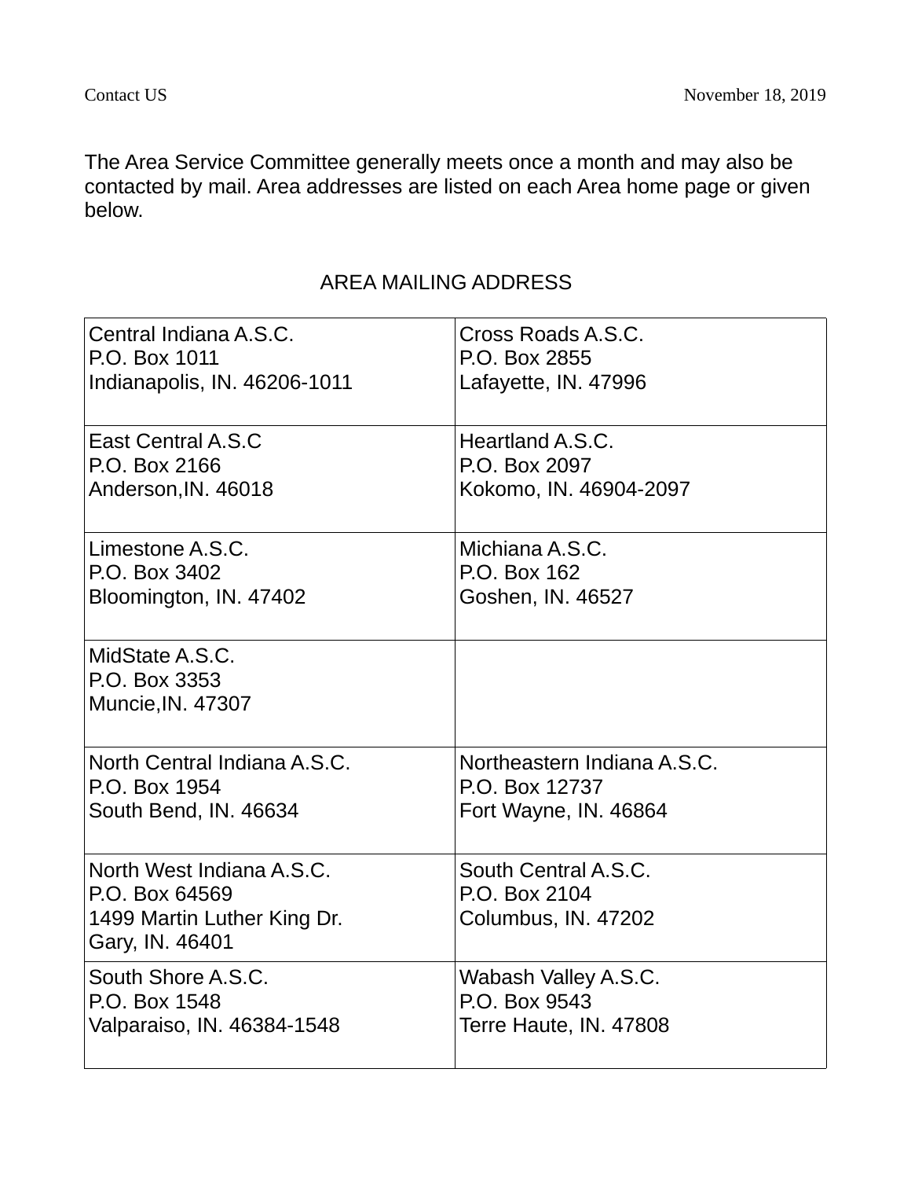Contact US November 18, 2019

The Area Service Committee generally meets once a month and may also be contacted by mail. Area addresses are listed on each Area home page or given below.

## AREA MAILING ADDRESS

| | |
|---|---|
| Central Indiana A.S.C.<br>P.O. Box 1011<br>Indianapolis, IN. 46206-1011 | Cross Roads A.S.C.<br>P.O. Box 2855<br>Lafayette, IN. 47996 |
| East Central A.S.C<br>P.O. Box 2166<br>Anderson,IN. 46018 | Heartland A.S.C.<br>P.O. Box 2097<br>Kokomo, IN. 46904-2097 |
| Limestone A.S.C.<br>P.O. Box 3402<br>Bloomington, IN. 47402 | Michiana A.S.C.<br>P.O. Box 162<br>Goshen, IN. 46527 |
| MidState A.S.C.<br>P.O. Box 3353<br>Muncie,IN. 47307 | |
| North Central Indiana A.S.C.<br>P.O. Box 1954<br>South Bend, IN. 46634 | Northeastern Indiana A.S.C.<br>P.O. Box 12737<br>Fort Wayne, IN. 46864 |
| North West Indiana A.S.C.<br>P.O. Box 64569<br>1499 Martin Luther King Dr.<br>Gary, IN. 46401 | South Central A.S.C.<br>P.O. Box 2104<br>Columbus, IN. 47202 |
| South Shore A.S.C.<br>P.O. Box 1548<br>Valparaiso, IN. 46384-1548 | Wabash Valley A.S.C.<br>P.O. Box 9543<br>Terre Haute, IN. 47808 |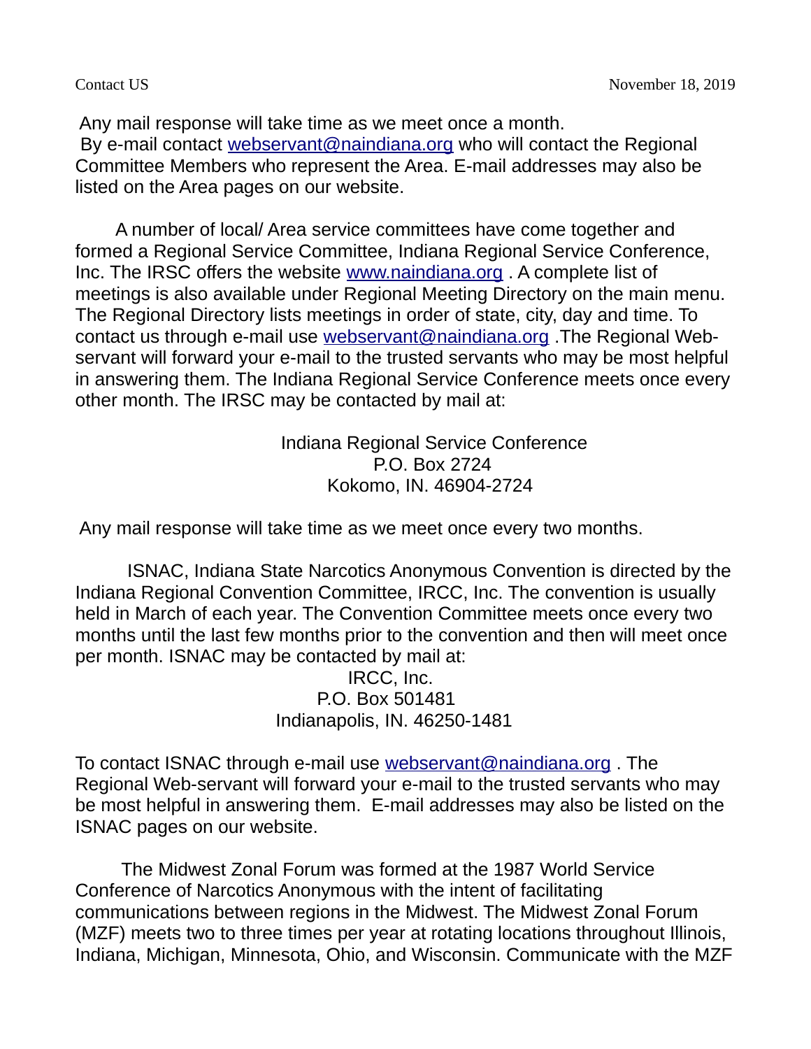Contact US November 18, 2019

Any mail response will take time as we meet once a month.
By e-mail contact webservant@naindiana.org who will contact the Regional Committee Members who represent the Area. E-mail addresses may also be listed on the Area pages on our website.

A number of local/ Area service committees have come together and formed a Regional Service Committee, Indiana Regional Service Conference, Inc. The IRSC offers the website www.naindiana.org . A complete list of meetings is also available under Regional Meeting Directory on the main menu. The Regional Directory lists meetings in order of state, city, day and time. To contact us through e-mail use webservant@naindiana.org .The Regional Web-servant will forward your e-mail to the trusted servants who may be most helpful in answering them. The Indiana Regional Service Conference meets once every other month. The IRSC may be contacted by mail at:

Indiana Regional Service Conference
P.O. Box 2724
Kokomo, IN. 46904-2724

Any mail response will take time as we meet once every two months.

ISNAC, Indiana State Narcotics Anonymous Convention is directed by the Indiana Regional Convention Committee, IRCC, Inc. The convention is usually held in March of each year. The Convention Committee meets once every two months until the last few months prior to the convention and then will meet once per month. ISNAC may be contacted by mail at:

IRCC, Inc.
P.O. Box 501481
Indianapolis, IN. 46250-1481

To contact ISNAC through e-mail use webservant@naindiana.org . The Regional Web-servant will forward your e-mail to the trusted servants who may be most helpful in answering them. E-mail addresses may also be listed on the ISNAC pages on our website.

The Midwest Zonal Forum was formed at the 1987 World Service Conference of Narcotics Anonymous with the intent of facilitating communications between regions in the Midwest. The Midwest Zonal Forum (MZF) meets two to three times per year at rotating locations throughout Illinois, Indiana, Michigan, Minnesota, Ohio, and Wisconsin. Communicate with the MZF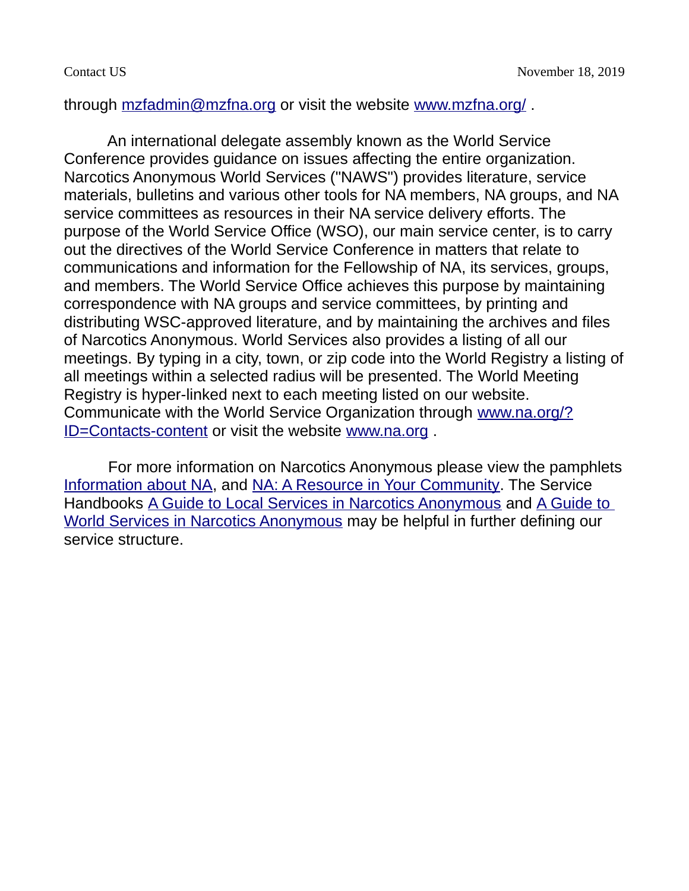through [mzfadmin@mzfna.org](mailto:mzfadmin@mzfna.org) or visit the website [www.mzfna.org/](http://www.mzfna.org/) .

An international delegate assembly known as the World Service Conference provides guidance on issues affecting the entire organization. Narcotics Anonymous World Services ("NAWS") provides literature, service materials, bulletins and various other tools for NA members, NA groups, and NA service committees as resources in their NA service delivery efforts. The purpose of the World Service Office (WSO), our main service center, is to carry out the directives of the World Service Conference in matters that relate to communications and information for the Fellowship of NA, its services, groups, and members. The World Service Office achieves this purpose by maintaining correspondence with NA groups and service committees, by printing and distributing WSC-approved literature, and by maintaining the archives and files of Narcotics Anonymous. World Services also provides a listing of all our meetings. By typing in a city, town, or zip code into the World Registry a listing of all meetings within a selected radius will be presented. The World Meeting Registry is hyper-linked next to each meeting listed on our website. Communicate with the World Service Organization through [www.na.org/?ID=Contacts-content](http://www.na.org/?ID=Contacts-content) or visit the website [www.na.org](http://www.na.org) .

For more information on Narcotics Anonymous please view the pamphlets Information about NA, and NA: A Resource in Your Community. The Service Handbooks A Guide to Local Services in Narcotics Anonymous and A Guide to World Services in Narcotics Anonymous may be helpful in further defining our service structure.